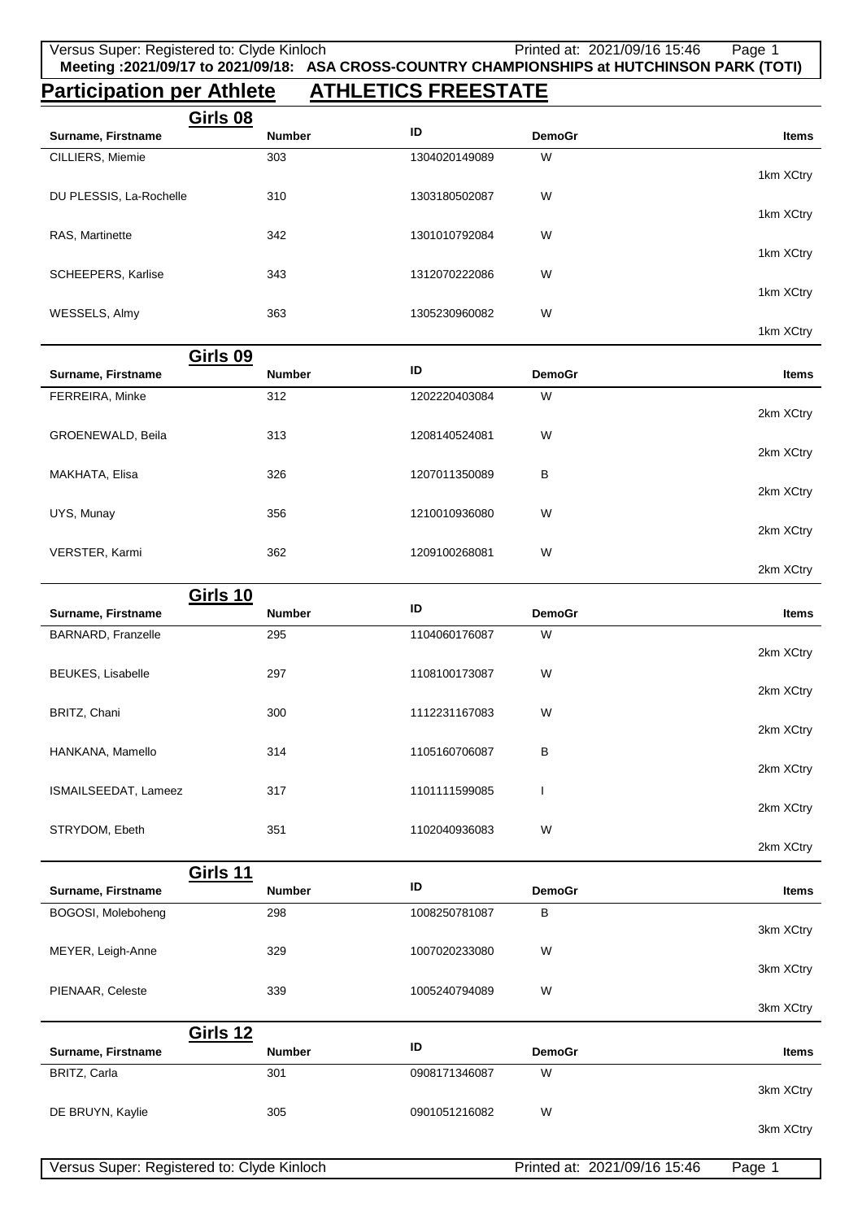**Meeting :2021/09/17 to 2021/09/18: ASA CROSS-COUNTRY CHAMPIONSHIPS at HUTCHINSON PARK (TOTI)**

# Participation per Athlete ATHLETICS FREESTATE

## Girls 08

| Surname, Firstname | Number | ID | DemoGr | Items |
|---|---|---|---|---|
| CILLIERS, Miemie | 303 | 1304020149089 | W | 1km XCtry |
| DU PLESSIS, La-Rochelle | 310 | 1303180502087 | W | 1km XCtry |
| RAS, Martinette | 342 | 1301010792084 | W | 1km XCtry |
| SCHEEPERS, Karlise | 343 | 1312070222086 | W | 1km XCtry |
| WESSELS, Almy | 363 | 1305230960082 | W | 1km XCtry |

## Girls 09

| Surname, Firstname | Number | ID | DemoGr | Items |
|---|---|---|---|---|
| FERREIRA, Minke | 312 | 1202220403084 | W | 2km XCtry |
| GROENEWALD, Beila | 313 | 1208140524081 | W | 2km XCtry |
| MAKHATA, Elisa | 326 | 1207011350089 | B | 2km XCtry |
| UYS, Munay | 356 | 1210010936080 | W | 2km XCtry |
| VERSTER, Karmi | 362 | 1209100268081 | W | 2km XCtry |

## Girls 10

| Surname, Firstname | Number | ID | DemoGr | Items |
|---|---|---|---|---|
| BARNARD, Franzelle | 295 | 1104060176087 | W | 2km XCtry |
| BEUKES, Lisabelle | 297 | 1108100173087 | W | 2km XCtry |
| BRITZ, Chani | 300 | 1112231167083 | W | 2km XCtry |
| HANKANA, Mamello | 314 | 1105160706087 | B | 2km XCtry |
| ISMAILSEEDAT, Lameez | 317 | 1101111599085 | I | 2km XCtry |
| STRYDOM, Ebeth | 351 | 1102040936083 | W | 2km XCtry |

## Girls 11

| Surname, Firstname | Number | ID | DemoGr | Items |
|---|---|---|---|---|
| BOGOSI, Moleboheng | 298 | 1008250781087 | B | 3km XCtry |
| MEYER, Leigh-Anne | 329 | 1007020233080 | W | 3km XCtry |
| PIENAAR, Celeste | 339 | 1005240794089 | W | 3km XCtry |

## Girls 12

| Surname, Firstname | Number | ID | DemoGr | Items |
|---|---|---|---|---|
| BRITZ, Carla | 301 | 0908171346087 | W | 3km XCtry |
| DE BRUYN, Kaylie | 305 | 0901051216082 | W | 3km XCtry |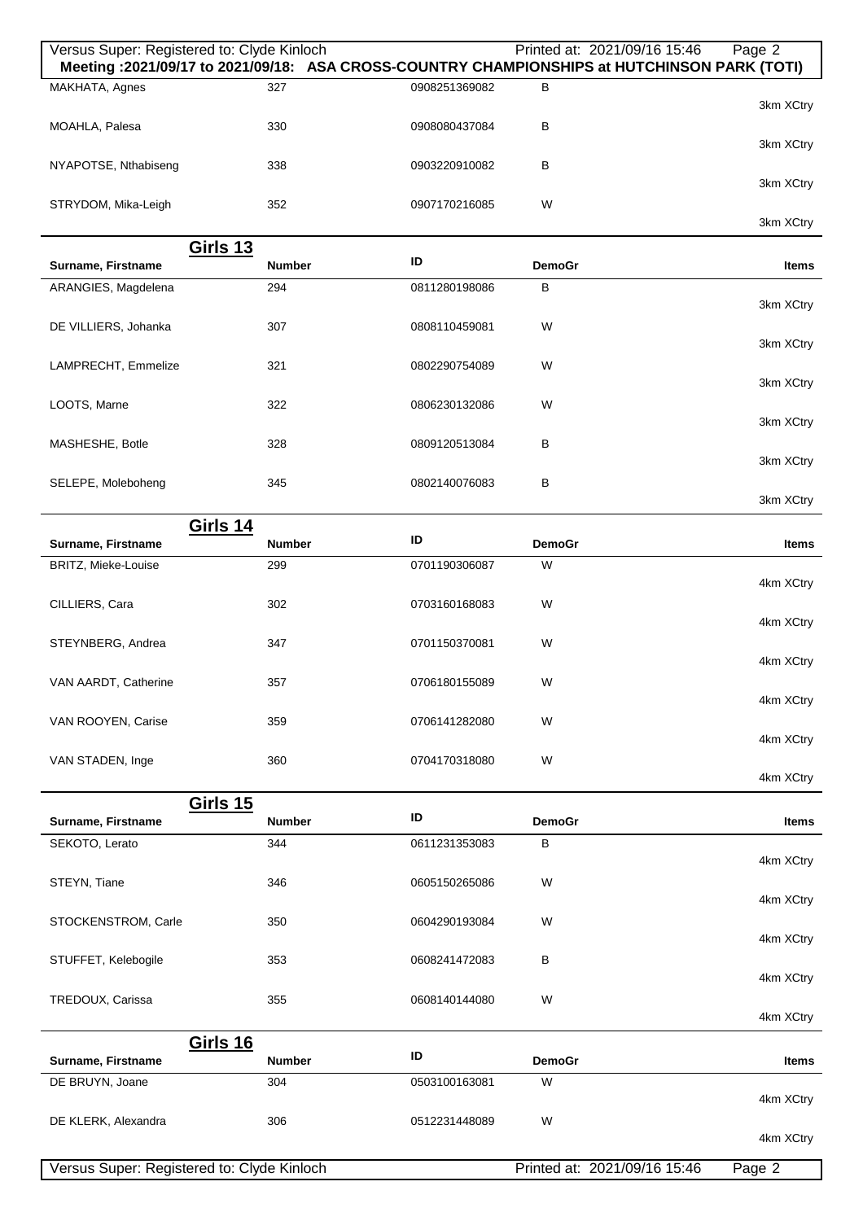**Meeting :2021/09/17 to 2021/09/18: ASA CROSS-COUNTRY CHAMPIONSHIPS at HUTCHINSON PARK (TOTI)**

| Surname, Firstname | Number | ID | DemoGr | Items |
|---|---|---|---|---|
| MAKHATA, Agnes | 327 | 0908251369082 | B | 3km XCtry |
| MOAHLA, Palesa | 330 | 0908080437084 | B | 3km XCtry |
| NYAPOTSE, Nthabiseng | 338 | 0903220910082 | B | 3km XCtry |
| STRYDOM, Mika-Leigh | 352 | 0907170216085 | W | 3km XCtry |

## Girls 13

| Surname, Firstname | Number | ID | DemoGr | Items |
|---|---|---|---|---|
| ARANGIES, Magdelena | 294 | 0811280198086 | B | 3km XCtry |
| DE VILLIERS, Johanka | 307 | 0808110459081 | W | 3km XCtry |
| LAMPRECHT, Emmelize | 321 | 0802290754089 | W | 3km XCtry |
| LOOTS, Marne | 322 | 0806230132086 | W | 3km XCtry |
| MASHESHE, Botle | 328 | 0809120513084 | B | 3km XCtry |
| SELEPE, Moleboheng | 345 | 0802140076083 | B | 3km XCtry |

## Girls 14

| Surname, Firstname | Number | ID | DemoGr | Items |
|---|---|---|---|---|
| BRITZ, Mieke-Louise | 299 | 0701190306087 | W | 4km XCtry |
| CILLIERS, Cara | 302 | 0703160168083 | W | 4km XCtry |
| STEYNBERG, Andrea | 347 | 0701150370081 | W | 4km XCtry |
| VAN AARDT, Catherine | 357 | 0706180155089 | W | 4km XCtry |
| VAN ROOYEN, Carise | 359 | 0706141282080 | W | 4km XCtry |
| VAN STADEN, Inge | 360 | 0704170318080 | W | 4km XCtry |

## Girls 15

| Surname, Firstname | Number | ID | DemoGr | Items |
|---|---|---|---|---|
| SEKOTO, Lerato | 344 | 0611231353083 | B | 4km XCtry |
| STEYN, Tiane | 346 | 0605150265086 | W | 4km XCtry |
| STOCKENSTROM, Carle | 350 | 0604290193084 | W | 4km XCtry |
| STUFFET, Kelebogile | 353 | 0608241472083 | B | 4km XCtry |
| TREDOUX, Carissa | 355 | 0608140144080 | W | 4km XCtry |

## Girls 16

| Surname, Firstname | Number | ID | DemoGr | Items |
|---|---|---|---|---|
| DE BRUYN, Joane | 304 | 0503100163081 | W | 4km XCtry |
| DE KLERK, Alexandra | 306 | 0512231448089 | W | 4km XCtry |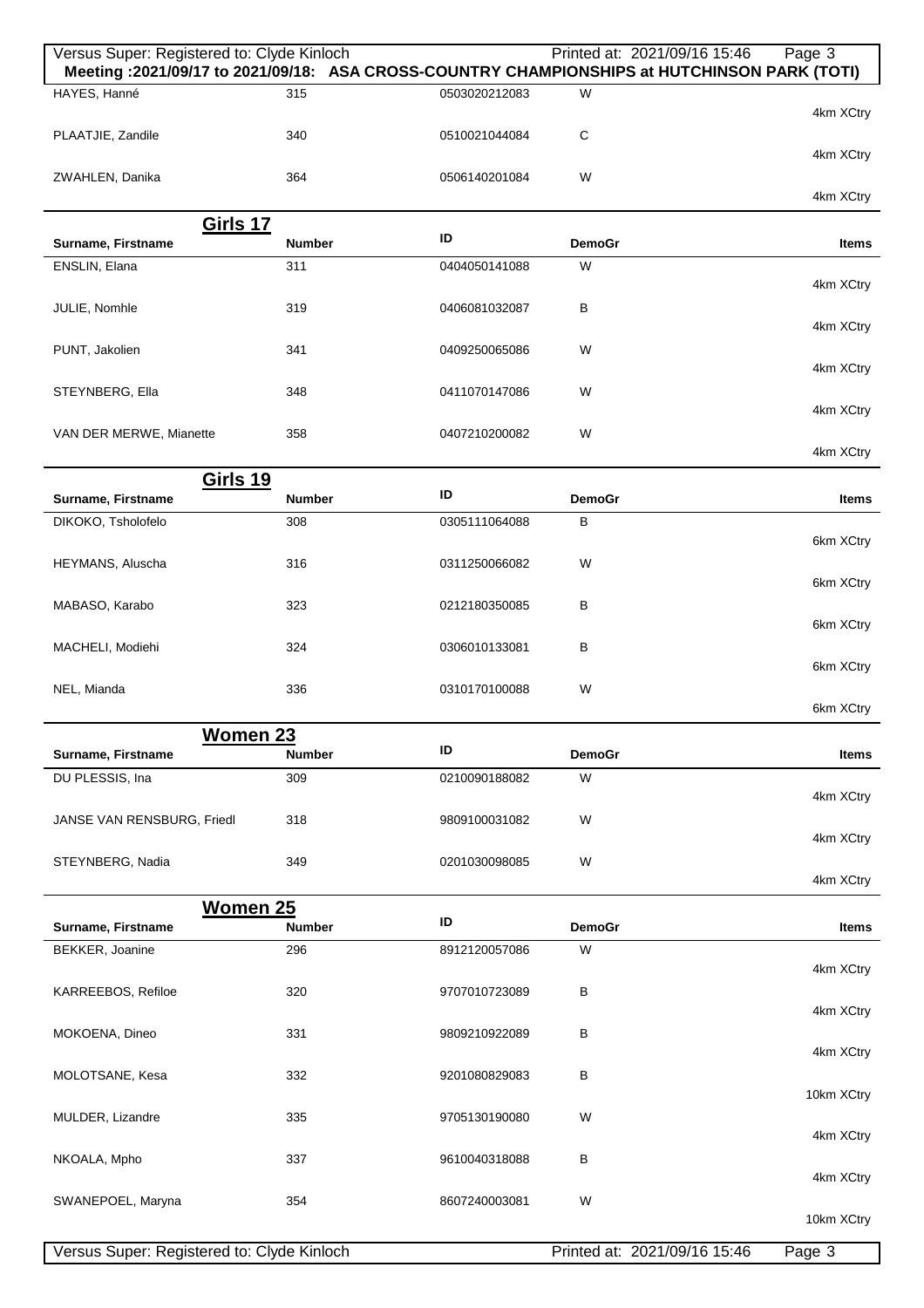**Meeting :2021/09/17 to 2021/09/18: ASA CROSS-COUNTRY CHAMPIONSHIPS at HUTCHINSON PARK (TOTI)**

| Surname, Firstname | Number | ID | DemoGr | Items |
|---|---|---|---|---|
| HAYES, Hanné | 315 | 0503020212083 | W | 4km XCtry |
| PLAATJIE, Zandile | 340 | 0510021044084 | C | 4km XCtry |
| ZWAHLEN, Danika | 364 | 0506140201084 | W | 4km XCtry |

## Girls 17

| Surname, Firstname | Number | ID | DemoGr | Items |
|---|---|---|---|---|
| ENSLIN, Elana | 311 | 0404050141088 | W | 4km XCtry |
| JULIE, Nomhle | 319 | 0406081032087 | B | 4km XCtry |
| PUNT, Jakolien | 341 | 0409250065086 | W | 4km XCtry |
| STEYNBERG, Ella | 348 | 0411070147086 | W | 4km XCtry |
| VAN DER MERWE, Mianette | 358 | 0407210200082 | W | 4km XCtry |

## Girls 19

| Surname, Firstname | Number | ID | DemoGr | Items |
|---|---|---|---|---|
| DIKOKO, Tsholofelo | 308 | 0305111064088 | B | 6km XCtry |
| HEYMANS, Aluscha | 316 | 0311250066082 | W | 6km XCtry |
| MABASO, Karabo | 323 | 0212180350085 | B | 6km XCtry |
| MACHELI, Modiehi | 324 | 0306010133081 | B | 6km XCtry |
| NEL, Mianda | 336 | 0310170100088 | W | 6km XCtry |

## Women 23

| Surname, Firstname | Number | ID | DemoGr | Items |
|---|---|---|---|---|
| DU PLESSIS, Ina | 309 | 0210090188082 | W | 4km XCtry |
| JANSE VAN RENSBURG, Friedl | 318 | 9809100031082 | W | 4km XCtry |
| STEYNBERG, Nadia | 349 | 0201030098085 | W | 4km XCtry |

## Women 25

| Surname, Firstname | Number | ID | DemoGr | Items |
|---|---|---|---|---|
| BEKKER, Joanine | 296 | 8912120057086 | W | 4km XCtry |
| KARREEBOS, Refiloe | 320 | 9707010723089 | B | 4km XCtry |
| MOKOENA, Dineo | 331 | 9809210922089 | B | 4km XCtry |
| MOLOTSANE, Kesa | 332 | 9201080829083 | B | 10km XCtry |
| MULDER, Lizandre | 335 | 9705130190080 | W | 4km XCtry |
| NKOALA, Mpho | 337 | 9610040318088 | B | 4km XCtry |
| SWANEPOEL, Maryna | 354 | 8607240003081 | W | 10km XCtry |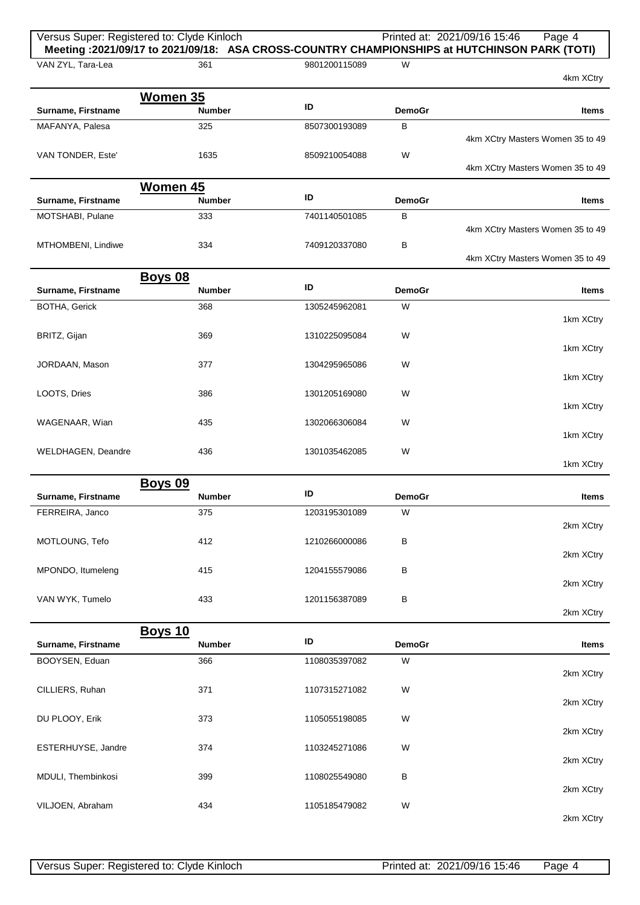**Meeting :2021/09/17 to 2021/09/18: ASA CROSS-COUNTRY CHAMPIONSHIPS at HUTCHINSON PARK (TOTI)**

| | | | | |
|---|---|---|---|---|
| VAN ZYL, Tara-Lea | 361 | 9801200115089 | W | 4km XCtry |

## Women 35

| Surname, Firstname | Number | ID | DemoGr | Items |
|---|---|---|---|---|
| MAFANYA, Palesa | 325 | 8507300193089 | B | 4km XCtry Masters Women 35 to 49 |
| VAN TONDER, Este' | 1635 | 8509210054088 | W | 4km XCtry Masters Women 35 to 49 |

## Women 45

| Surname, Firstname | Number | ID | DemoGr | Items |
|---|---|---|---|---|
| MOTSHABI, Pulane | 333 | 7401140501085 | B | 4km XCtry Masters Women 35 to 49 |
| MTHOMBENI, Lindiwe | 334 | 7409120337080 | B | 4km XCtry Masters Women 35 to 49 |

## Boys 08

| Surname, Firstname | Number | ID | DemoGr | Items |
|---|---|---|---|---|
| BOTHA, Gerick | 368 | 1305245962081 | W | 1km XCtry |
| BRITZ, Gijan | 369 | 1310225095084 | W | 1km XCtry |
| JORDAAN, Mason | 377 | 1304295965086 | W | 1km XCtry |
| LOOTS, Dries | 386 | 1301205169080 | W | 1km XCtry |
| WAGENAAR, Wian | 435 | 1302066306084 | W | 1km XCtry |
| WELDHAGEN, Deandre | 436 | 1301035462085 | W | 1km XCtry |

## Boys 09

| Surname, Firstname | Number | ID | DemoGr | Items |
|---|---|---|---|---|
| FERREIRA, Janco | 375 | 1203195301089 | W | 2km XCtry |
| MOTLOUNG, Tefo | 412 | 1210266000086 | B | 2km XCtry |
| MPONDO, Itumeleng | 415 | 1204155579086 | B | 2km XCtry |
| VAN WYK, Tumelo | 433 | 1201156387089 | B | 2km XCtry |

## Boys 10

| Surname, Firstname | Number | ID | DemoGr | Items |
|---|---|---|---|---|
| BOOYSEN, Eduan | 366 | 1108035397082 | W | 2km XCtry |
| CILLIERS, Ruhan | 371 | 1107315271082 | W | 2km XCtry |
| DU PLOOY, Erik | 373 | 1105055198085 | W | 2km XCtry |
| ESTERHUYSE, Jandre | 374 | 1103245271086 | W | 2km XCtry |
| MDULI, Thembinkosi | 399 | 1108025549080 | B | 2km XCtry |
| VILJOEN, Abraham | 434 | 1105185479082 | W | 2km XCtry |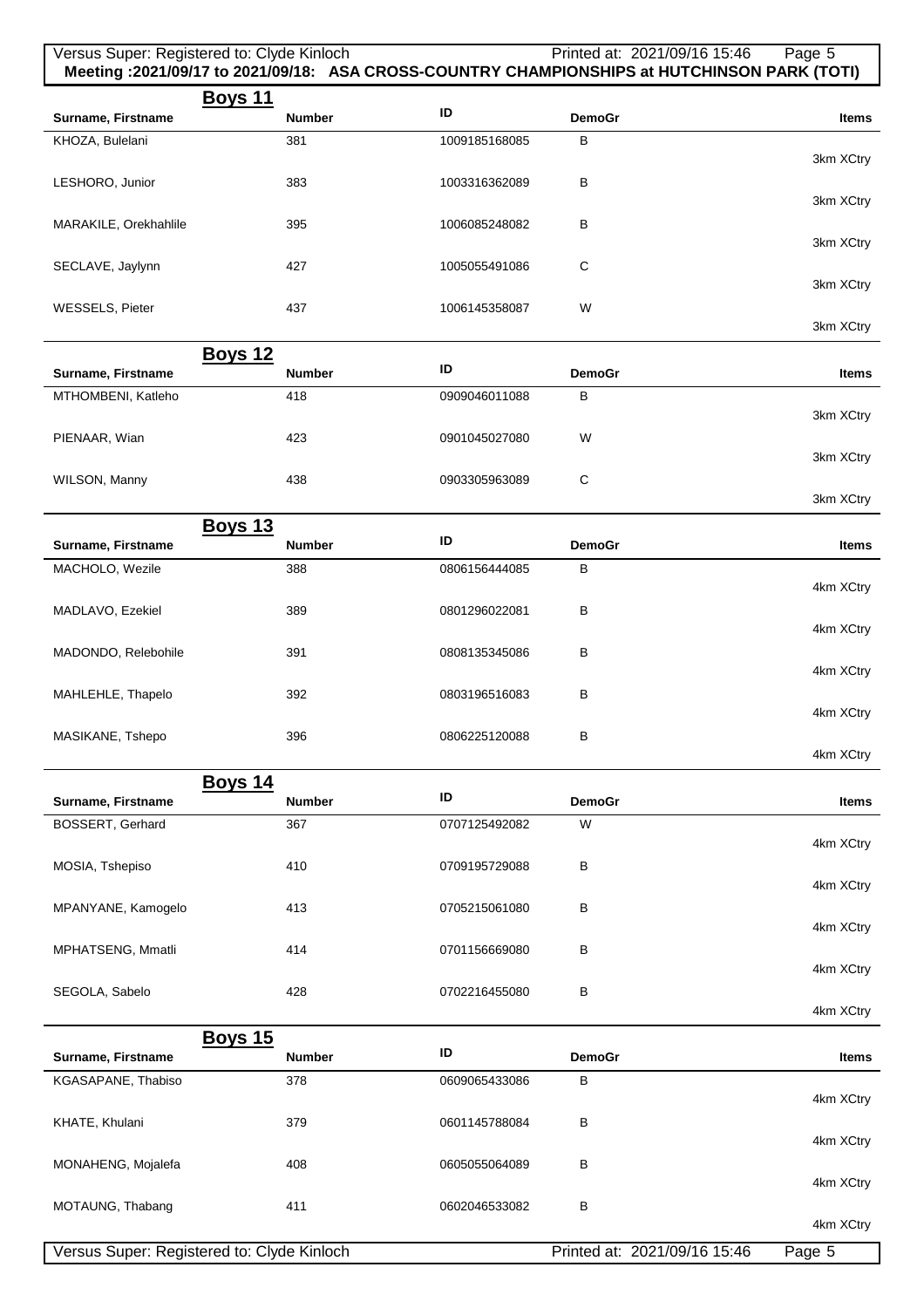**Meeting :2021/09/17 to 2021/09/18: ASA CROSS-COUNTRY CHAMPIONSHIPS at HUTCHINSON PARK (TOTI)**

## Boys 11

| Surname, Firstname | Number | ID | DemoGr | Items |
|---|---|---|---|---|
| KHOZA, Bulelani | 381 | 1009185168085 | B | 3km XCtry |
| LESHORO, Junior | 383 | 1003316362089 | B | 3km XCtry |
| MARAKILE, Orekhahlile | 395 | 1006085248082 | B | 3km XCtry |
| SECLAVE, Jaylynn | 427 | 1005055491086 | C | 3km XCtry |
| WESSELS, Pieter | 437 | 1006145358087 | W | 3km XCtry |

## Boys 12

| Surname, Firstname | Number | ID | DemoGr | Items |
|---|---|---|---|---|
| MTHOMBENI, Katleho | 418 | 0909046011088 | B | 3km XCtry |
| PIENAAR, Wian | 423 | 0901045027080 | W | 3km XCtry |
| WILSON, Manny | 438 | 0903305963089 | C | 3km XCtry |

## Boys 13

| Surname, Firstname | Number | ID | DemoGr | Items |
|---|---|---|---|---|
| MACHOLO, Wezile | 388 | 0806156444085 | B | 4km XCtry |
| MADLAVO, Ezekiel | 389 | 0801296022081 | B | 4km XCtry |
| MADONDO, Relebohile | 391 | 0808135345086 | B | 4km XCtry |
| MAHLEHLE, Thapelo | 392 | 0803196516083 | B | 4km XCtry |
| MASIKANE, Tshepo | 396 | 0806225120088 | B | 4km XCtry |

## Boys 14

| Surname, Firstname | Number | ID | DemoGr | Items |
|---|---|---|---|---|
| BOSSERT, Gerhard | 367 | 0707125492082 | W | 4km XCtry |
| MOSIA, Tshepiso | 410 | 0709195729088 | B | 4km XCtry |
| MPANYANE, Kamogelo | 413 | 0705215061080 | B | 4km XCtry |
| MPHATSENG, Mmatli | 414 | 0701156669080 | B | 4km XCtry |
| SEGOLA, Sabelo | 428 | 0702216455080 | B | 4km XCtry |

## Boys 15

| Surname, Firstname | Number | ID | DemoGr | Items |
|---|---|---|---|---|
| KGASAPANE, Thabiso | 378 | 0609065433086 | B | 4km XCtry |
| KHATE, Khulani | 379 | 0601145788084 | B | 4km XCtry |
| MONAHENG, Mojalefa | 408 | 0605055064089 | B | 4km XCtry |
| MOTAUNG, Thabang | 411 | 0602046533082 | B | 4km XCtry |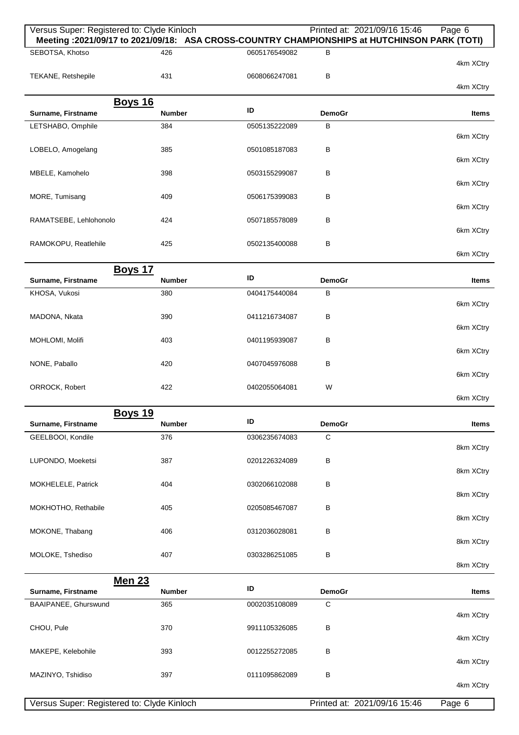| Surname, Firstname | Number | ID | DemoGr | Items |
|---|---|---|---|---|
| SEBOTSA, Khotso | 426 | 0605176549082 | B | 4km XCtry |
| TEKANE, Retshepile | 431 | 0608066247081 | B | 4km XCtry |

## Boys 16

| Surname, Firstname | Number | ID | DemoGr | Items |
|---|---|---|---|---|
| LETSHABO, Omphile | 384 | 0505135222089 | B | 6km XCtry |
| LOBELO, Amogelang | 385 | 0501085187083 | B | 6km XCtry |
| MBELE, Kamohelo | 398 | 0503155299087 | B | 6km XCtry |
| MORE, Tumisang | 409 | 0506175399083 | B | 6km XCtry |
| RAMATSEBE, Lehlohonolo | 424 | 0507185578089 | B | 6km XCtry |
| RAMOKOPU, Reatlehile | 425 | 0502135400088 | B | 6km XCtry |

## Boys 17

| Surname, Firstname | Number | ID | DemoGr | Items |
|---|---|---|---|---|
| KHOSA, Vukosi | 380 | 0404175440084 | B | 6km XCtry |
| MADONA, Nkata | 390 | 0411216734087 | B | 6km XCtry |
| MOHLOMI, Molifi | 403 | 0401195939087 | B | 6km XCtry |
| NONE, Paballo | 420 | 0407045976088 | B | 6km XCtry |
| ORROCK, Robert | 422 | 0402055064081 | W | 6km XCtry |

## Boys 19

| Surname, Firstname | Number | ID | DemoGr | Items |
|---|---|---|---|---|
| GEELBOOI, Kondile | 376 | 0306235674083 | C | 8km XCtry |
| LUPONDO, Moeketsi | 387 | 0201226324089 | B | 8km XCtry |
| MOKHELELE, Patrick | 404 | 0302066102088 | B | 8km XCtry |
| MOKHOTHO, Rethabile | 405 | 0205085467087 | B | 8km XCtry |
| MOKONE, Thabang | 406 | 0312036028081 | B | 8km XCtry |
| MOLOKE, Tshediso | 407 | 0303286251085 | B | 8km XCtry |

## Men 23

| Surname, Firstname | Number | ID | DemoGr | Items |
|---|---|---|---|---|
| BAAIPANEE, Ghurswund | 365 | 0002035108089 | C | 4km XCtry |
| CHOU, Pule | 370 | 9911105326085 | B | 4km XCtry |
| MAKEPE, Kelebohile | 393 | 0012255272085 | B | 4km XCtry |
| MAZINYO, Tshidiso | 397 | 0111095862089 | B | 4km XCtry |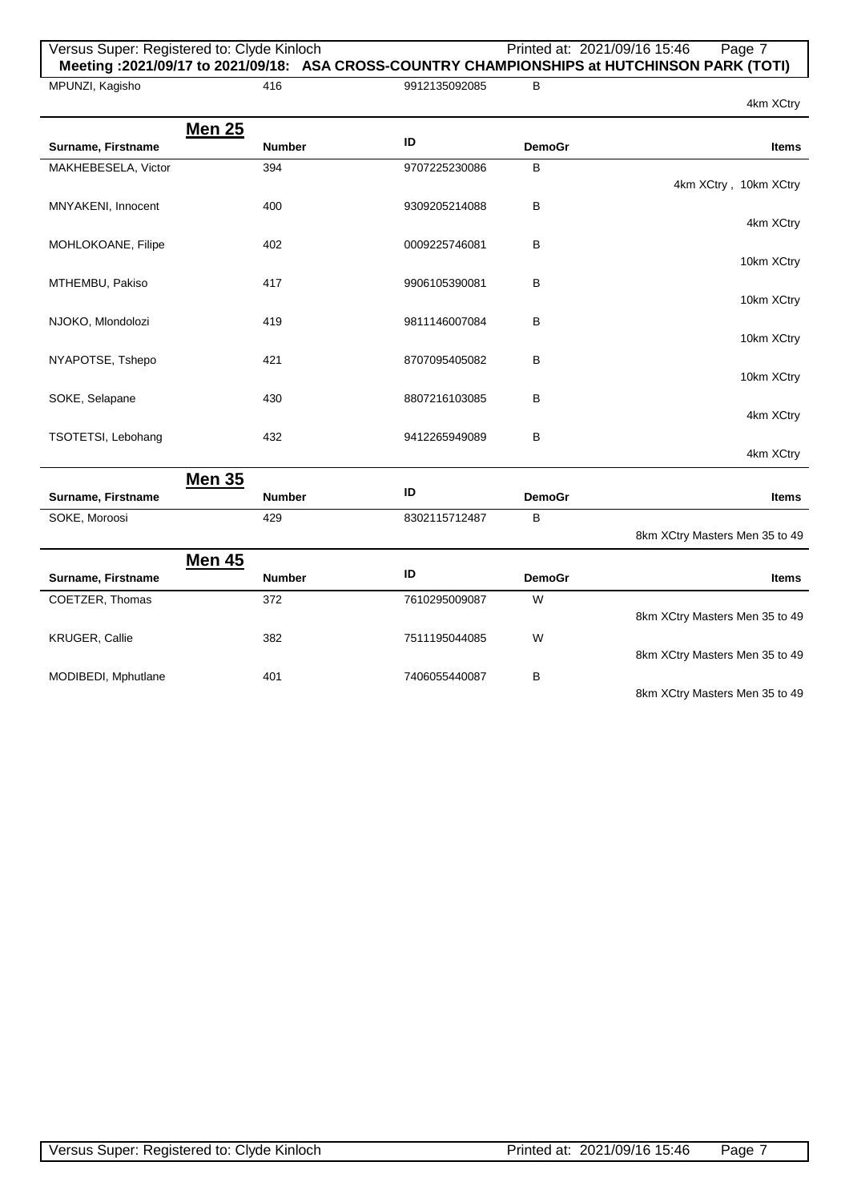| Surname, Firstname | Number | ID | DemoGr | Items |
|---|---|---|---|---|
| MPUNZI, Kagisho | 416 | 9912135092085 | B | 4km XCtry |

## Men 25

| Surname, Firstname | Number | ID | DemoGr | Items |
|---|---|---|---|---|
| MAKHEBESELA, Victor | 394 | 9707225230086 | B | 4km XCtry , 10km XCtry |
| MNYAKENI, Innocent | 400 | 9309205214088 | B | 4km XCtry |
| MOHLOKOANE, Filipe | 402 | 0009225746081 | B | 10km XCtry |
| MTHEMBU, Pakiso | 417 | 9906105390081 | B | 10km XCtry |
| NJOKO, Mlondolozi | 419 | 9811146007084 | B | 10km XCtry |
| NYAPOTSE, Tshepo | 421 | 8707095405082 | B | 10km XCtry |
| SOKE, Selapane | 430 | 8807216103085 | B | 4km XCtry |
| TSOTETSI, Lebohang | 432 | 9412265949089 | B | 4km XCtry |

## Men 35

| Surname, Firstname | Number | ID | DemoGr | Items |
|---|---|---|---|---|
| SOKE, Moroosi | 429 | 8302115712487 | B | 8km XCtry Masters Men 35 to 49 |

## Men 45

| Surname, Firstname | Number | ID | DemoGr | Items |
|---|---|---|---|---|
| COETZER, Thomas | 372 | 7610295009087 | W | 8km XCtry Masters Men 35 to 49 |
| KRUGER, Callie | 382 | 7511195044085 | W | 8km XCtry Masters Men 35 to 49 |
| MODIBEDI, Mphutlane | 401 | 7406055440087 | B | 8km XCtry Masters Men 35 to 49 |